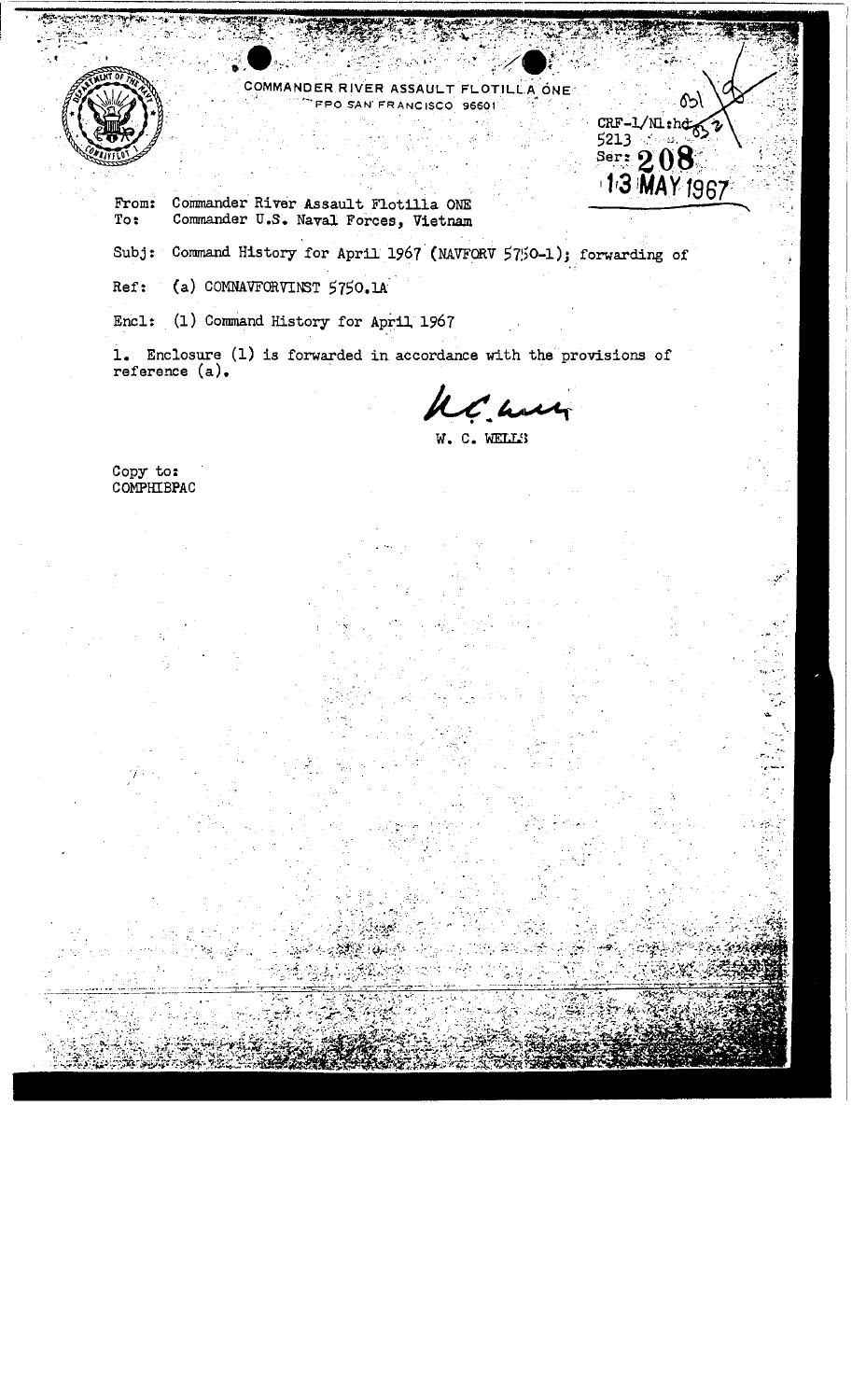COMMANDER RIVER ASSAULT FLOTILLA ONE
FPO SAN FRANCISCO 96601

CRF-1/N1:hd
5213
Ser: 208
13 MAY 1967

From: Commander River Assault Flotilla ONE
To: Commander U.S. Naval Forces, Vietnam

Subj: Command History for April 1967 (NAVFORV 5750-1); forwarding of

Ref: (a) COMNAVFORVINST 5750.1A

Encl: (1) Command History for April 1967

1. Enclosure (1) is forwarded in accordance with the provisions of reference (a).

W. C. WELLS

Copy to:
COMPHIBPAC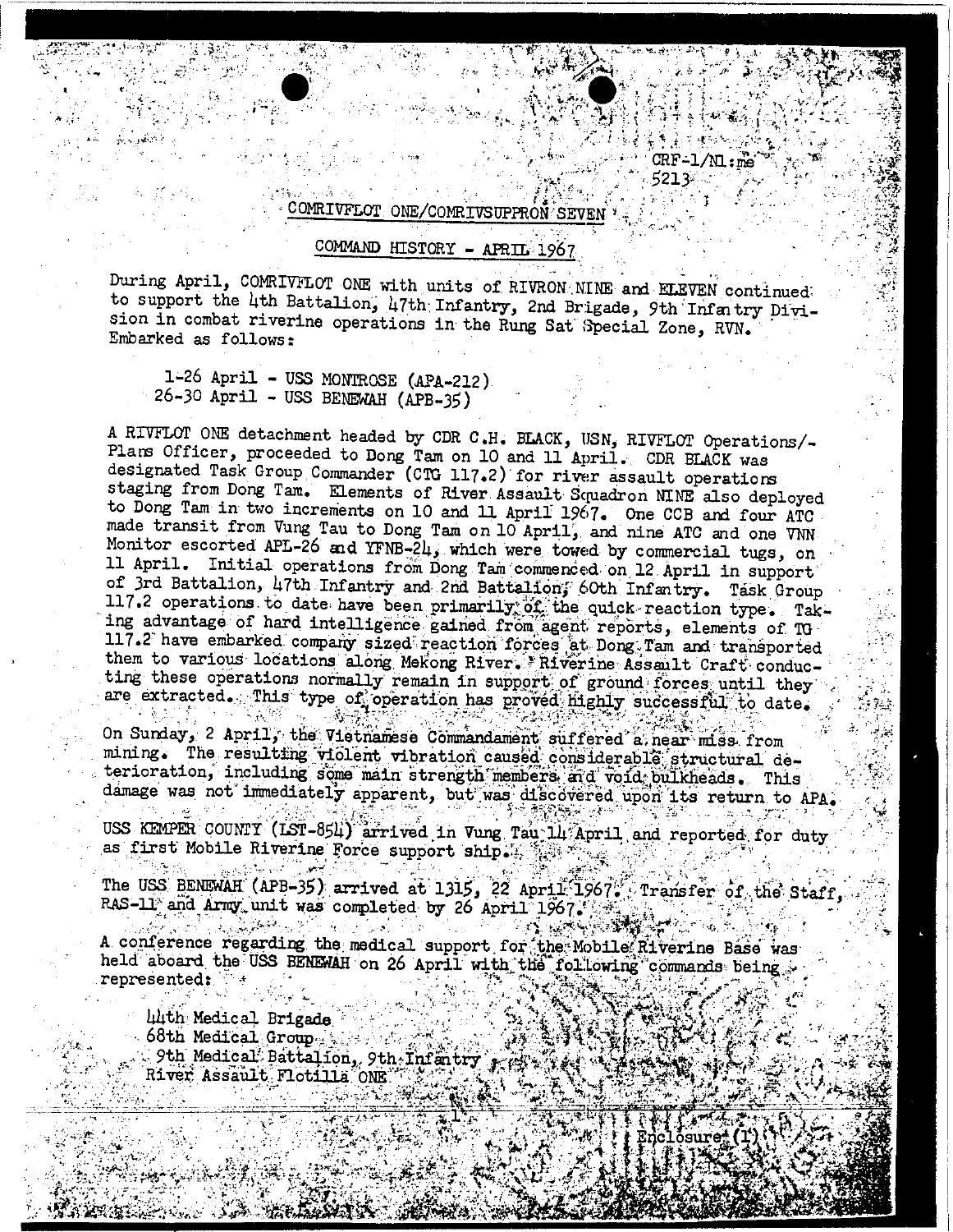CRF-1/NL:me
5213

## COMRIVFLOT ONE/COMRIVSUPPRON SEVEN

### COMMAND HISTORY - APRIL 1967

During April, COMRIVFLOT ONE with units of RIVRON NINE and ELEVEN continued to support the 4th Battalion, 47th Infantry, 2nd Brigade, 9th Infantry Division in combat riverine operations in the Rung Sat Special Zone, RVN. Embarked as follows:

1-26 April - USS MONTROSE (APA-212)
26-30 April - USS BENEWAH (APB-35)

A RIVFLOT ONE detachment headed by CDR C.H. BLACK, USN, RIVFLOT Operations/-Plans Officer, proceeded to Dong Tam on 10 and 11 April. CDR BLACK was designated Task Group Commander (CTG 117.2) for river assault operations staging from Dong Tam. Elements of River Assault Squadron NINE also deployed to Dong Tam in two increments on 10 and 11 April 1967. One CCB and four ATC made transit from Vung Tau to Dong Tam on 10 April, and nine ATC and one VNN Monitor escorted APL-26 and YFNB-24, which were towed by commercial tugs, on 11 April. Initial operations from Dong Tam commenced on 12 April in support of 3rd Battalion, 47th Infantry and 2nd Battalion, 60th Infantry. Task Group 117.2 operations to date have been primarily of the quick reaction type. Taking advantage of hard intelligence gained from agent reports, elements of TG 117.2 have embarked company sized reaction forces at Dong Tam and transported them to various locations along Mekong River. Riverine Assault Craft conducting these operations normally remain in support of ground forces until they are extracted. This type of operation has proved highly successful to date.

On Sunday, 2 April, the Vietnamese Commandament suffered a near miss from mining. The resulting violent vibration caused considerable structural deterioration, including some main strength members and void bulkheads. This damage was not immediately apparent, but was discovered upon its return to APA.

USS KEMPER COUNTY (LST-854) arrived in Vung Tau 14 April and reported for duty as first Mobile Riverine Force support ship.

The USS BENEWAH (APB-35) arrived at 1315, 22 April 1967. Transfer of the Staff, RAS-11 and Army unit was completed by 26 April 1967.

A conference regarding the medical support for the Mobile Riverine Base was held aboard the USS BENEWAH on 26 April with the following commands being represented:

44th Medical Brigade
68th Medical Group
9th Medical Battalion, 9th Infantry
River Assault Flotilla ONE

Enclosure (1)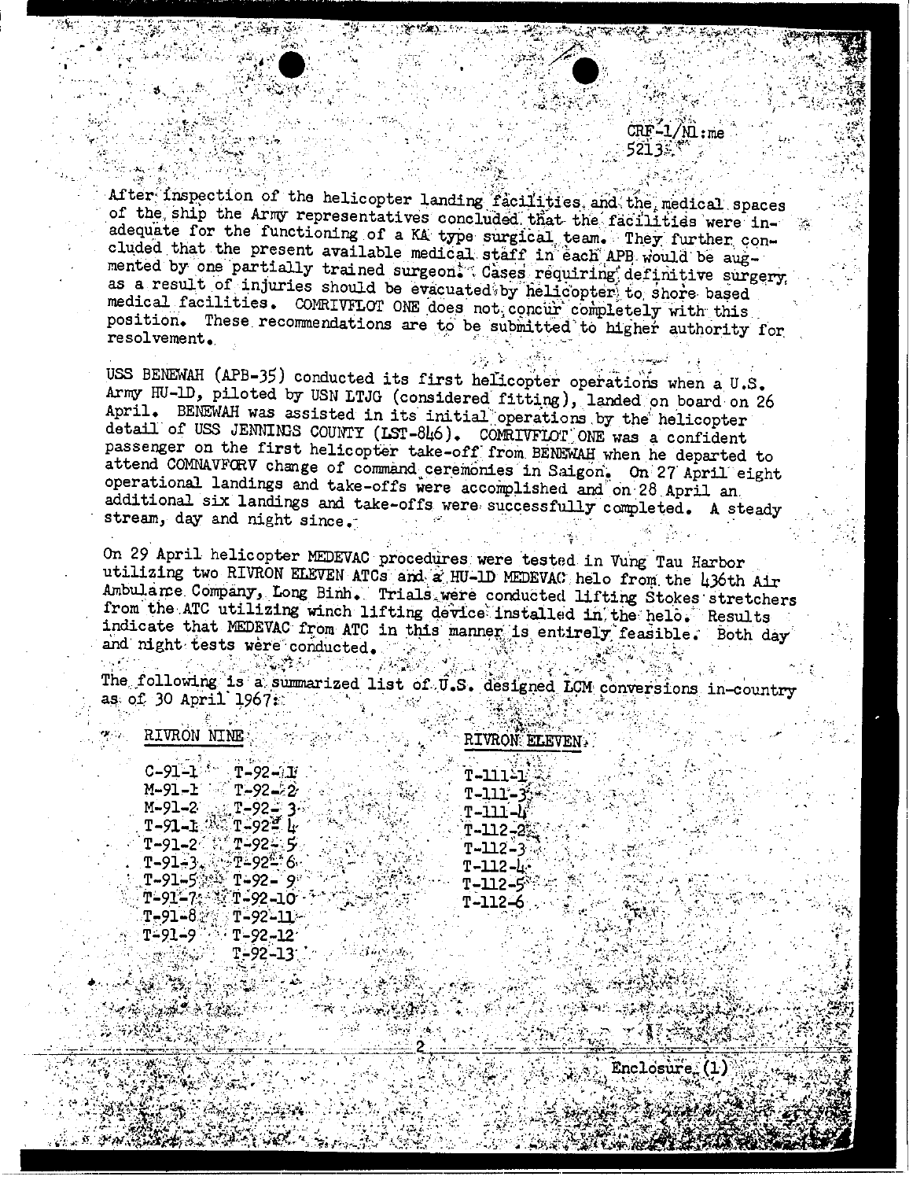CRF-1/N1:me
5213

After inspection of the helicopter landing facilities and the medical spaces of the ship the Army representatives concluded that the facilities were inadequate for the functioning of a KA type surgical team. They further concluded that the present available medical staff in each APB would be augmented by one partially trained surgeon. Cases requiring definitive surgery as a result of injuries should be evacuated by helicopter to shore based medical facilities. COMRIVFLOT ONE does not concur completely with this position. These recommendations are to be submitted to higher authority for resolvement.

USS BENEWAH (APB-35) conducted its first helicopter operations when a U.S. Army HU-1D, piloted by USN LTJG (considered fitting), landed on board on 26 April. BENEWAH was assisted in its initial operations by the helicopter detail of USS JENNINGS COUNTY (LST-846). COMRIVFLOT ONE was a confident passenger on the first helicopter take-off from BENEWAH when he departed to attend COMNAVFORV change of command ceremonies in Saigon. On 27 April eight operational landings and take-offs were accomplished and on 28 April an additional six landings and take-offs were successfully completed. A steady stream, day and night since.

On 29 April helicopter MEDEVAC procedures were tested in Vung Tau Harbor utilizing two RIVRON ELEVEN ATCs and a HU-1D MEDEVAC helo from the 436th Air Ambulance Company, Long Binh. Trials were conducted lifting Stokes stretchers from the ATC utilizing winch lifting device installed in the helo. Results indicate that MEDEVAC from ATC in this manner is entirely feasible. Both day and night tests were conducted.

The following is a summarized list of U.S. designed LCM conversions in-country as of 30 April 1967:

| RIVRON NINE | | RIVRON ELEVEN |
|---|---|---|
| C-91-1 | T-92-1 | T-111-1 |
| M-91-1 | T-92-2 | T-111-3 |
| M-91-2 | T-92-3 | T-111-4 |
| T-91-1 | T-92-4 | T-112-2 |
| T-91-2 | T-92-5 | T-112-3 |
| T-91-3 | T-92-6 | T-112-4 |
| T-91-5 | T-92-9 | T-112-5 |
| T-91-7 | T-92-10 | T-112-6 |
| T-91-8 | T-92-11 | |
| T-91-9 | T-92-12 | |
| | T-92-13 | |

Enclosure (1)